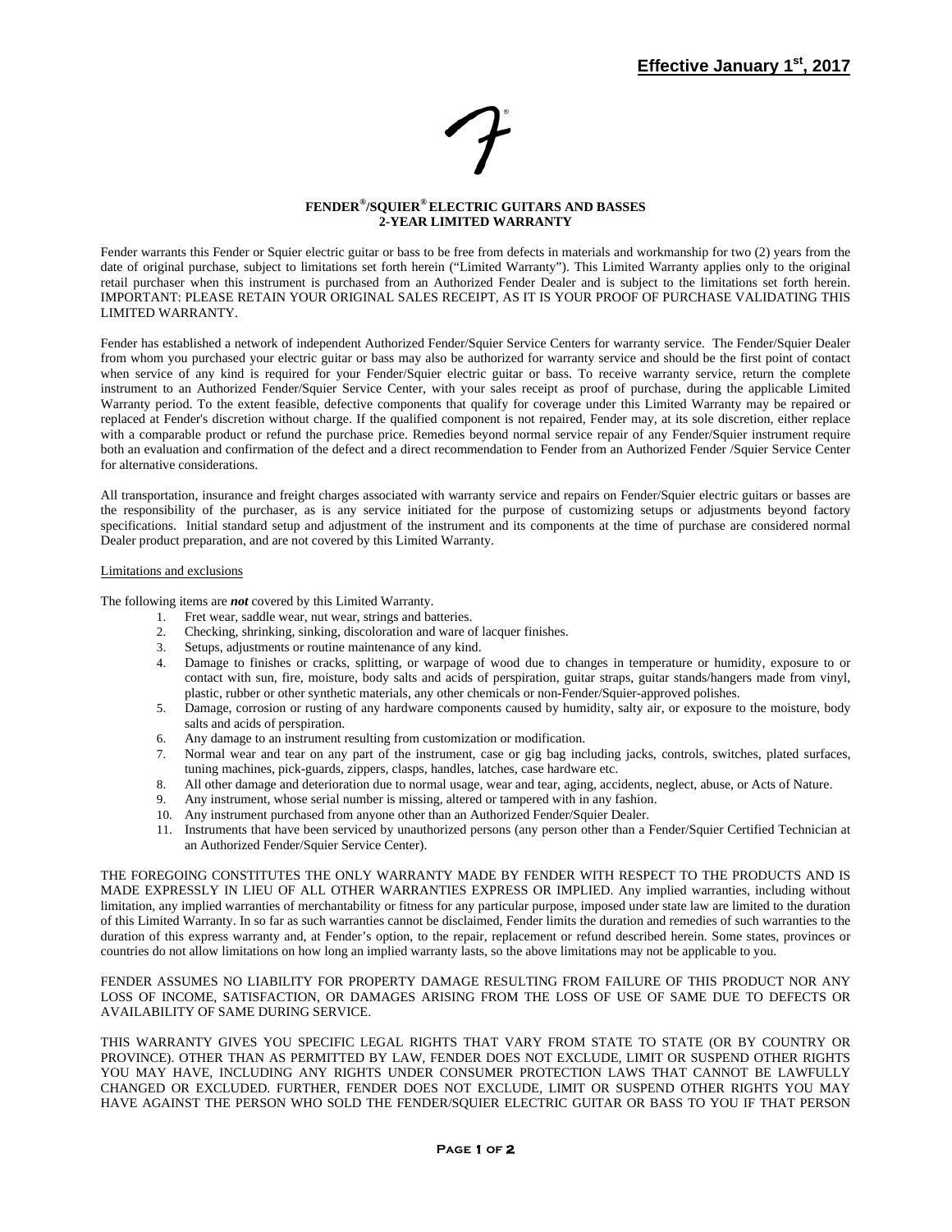**Effective January 1st, 2017**

# FENDER®/SQUIER® ELECTRIC GUITARS AND BASSES
## 2-YEAR LIMITED WARRANTY

Fender warrants this Fender or Squier electric guitar or bass to be free from defects in materials and workmanship for two (2) years from the date of original purchase, subject to limitations set forth herein ("Limited Warranty"). This Limited Warranty applies only to the original retail purchaser when this instrument is purchased from an Authorized Fender Dealer and is subject to the limitations set forth herein. IMPORTANT: PLEASE RETAIN YOUR ORIGINAL SALES RECEIPT, AS IT IS YOUR PROOF OF PURCHASE VALIDATING THIS LIMITED WARRANTY.

Fender has established a network of independent Authorized Fender/Squier Service Centers for warranty service. The Fender/Squier Dealer from whom you purchased your electric guitar or bass may also be authorized for warranty service and should be the first point of contact when service of any kind is required for your Fender/Squier electric guitar or bass. To receive warranty service, return the complete instrument to an Authorized Fender/Squier Service Center, with your sales receipt as proof of purchase, during the applicable Limited Warranty period. To the extent feasible, defective components that qualify for coverage under this Limited Warranty may be repaired or replaced at Fender's discretion without charge. If the qualified component is not repaired, Fender may, at its sole discretion, either replace with a comparable product or refund the purchase price. Remedies beyond normal service repair of any Fender/Squier instrument require both an evaluation and confirmation of the defect and a direct recommendation to Fender from an Authorized Fender /Squier Service Center for alternative considerations.

All transportation, insurance and freight charges associated with warranty service and repairs on Fender/Squier electric guitars or basses are the responsibility of the purchaser, as is any service initiated for the purpose of customizing setups or adjustments beyond factory specifications. Initial standard setup and adjustment of the instrument and its components at the time of purchase are considered normal Dealer product preparation, and are not covered by this Limited Warranty.

Limitations and exclusions

The following items are ***not*** covered by this Limited Warranty.

1. Fret wear, saddle wear, nut wear, strings and batteries.
2. Checking, shrinking, sinking, discoloration and ware of lacquer finishes.
3. Setups, adjustments or routine maintenance of any kind.
4. Damage to finishes or cracks, splitting, or warpage of wood due to changes in temperature or humidity, exposure to or contact with sun, fire, moisture, body salts and acids of perspiration, guitar straps, guitar stands/hangers made from vinyl, plastic, rubber or other synthetic materials, any other chemicals or non-Fender/Squier-approved polishes.
5. Damage, corrosion or rusting of any hardware components caused by humidity, salty air, or exposure to the moisture, body salts and acids of perspiration.
6. Any damage to an instrument resulting from customization or modification.
7. Normal wear and tear on any part of the instrument, case or gig bag including jacks, controls, switches, plated surfaces, tuning machines, pick-guards, zippers, clasps, handles, latches, case hardware etc.
8. All other damage and deterioration due to normal usage, wear and tear, aging, accidents, neglect, abuse, or Acts of Nature.
9. Any instrument, whose serial number is missing, altered or tampered with in any fashion.
10. Any instrument purchased from anyone other than an Authorized Fender/Squier Dealer.
11. Instruments that have been serviced by unauthorized persons (any person other than a Fender/Squier Certified Technician at an Authorized Fender/Squier Service Center).

THE FOREGOING CONSTITUTES THE ONLY WARRANTY MADE BY FENDER WITH RESPECT TO THE PRODUCTS AND IS MADE EXPRESSLY IN LIEU OF ALL OTHER WARRANTIES EXPRESS OR IMPLIED. Any implied warranties, including without limitation, any implied warranties of merchantability or fitness for any particular purpose, imposed under state law are limited to the duration of this Limited Warranty. In so far as such warranties cannot be disclaimed, Fender limits the duration and remedies of such warranties to the duration of this express warranty and, at Fender's option, to the repair, replacement or refund described herein. Some states, provinces or countries do not allow limitations on how long an implied warranty lasts, so the above limitations may not be applicable to you.

FENDER ASSUMES NO LIABILITY FOR PROPERTY DAMAGE RESULTING FROM FAILURE OF THIS PRODUCT NOR ANY LOSS OF INCOME, SATISFACTION, OR DAMAGES ARISING FROM THE LOSS OF USE OF SAME DUE TO DEFECTS OR AVAILABILITY OF SAME DURING SERVICE.

THIS WARRANTY GIVES YOU SPECIFIC LEGAL RIGHTS THAT VARY FROM STATE TO STATE (OR BY COUNTRY OR PROVINCE). OTHER THAN AS PERMITTED BY LAW, FENDER DOES NOT EXCLUDE, LIMIT OR SUSPEND OTHER RIGHTS YOU MAY HAVE, INCLUDING ANY RIGHTS UNDER CONSUMER PROTECTION LAWS THAT CANNOT BE LAWFULLY CHANGED OR EXCLUDED. FURTHER, FENDER DOES NOT EXCLUDE, LIMIT OR SUSPEND OTHER RIGHTS YOU MAY HAVE AGAINST THE PERSON WHO SOLD THE FENDER/SQUIER ELECTRIC GUITAR OR BASS TO YOU IF THAT PERSON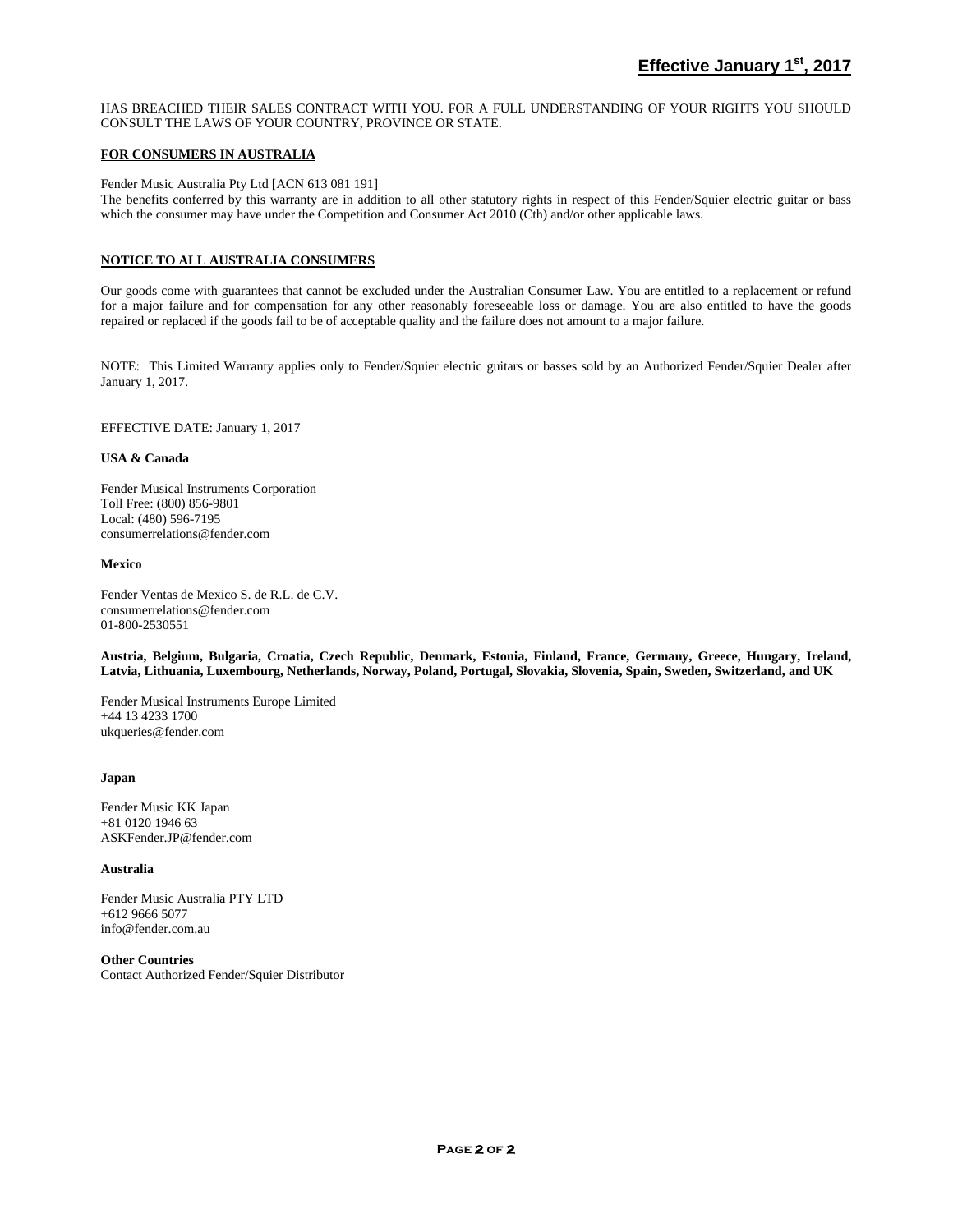HAS BREACHED THEIR SALES CONTRACT WITH YOU. FOR A FULL UNDERSTANDING OF YOUR RIGHTS YOU SHOULD CONSULT THE LAWS OF YOUR COUNTRY, PROVINCE OR STATE.

**FOR CONSUMERS IN AUSTRALIA**

Fender Music Australia Pty Ltd [ACN 613 081 191]
The benefits conferred by this warranty are in addition to all other statutory rights in respect of this Fender/Squier electric guitar or bass which the consumer may have under the Competition and Consumer Act 2010 (Cth) and/or other applicable laws.

**NOTICE TO ALL AUSTRALIA CONSUMERS**

Our goods come with guarantees that cannot be excluded under the Australian Consumer Law. You are entitled to a replacement or refund for a major failure and for compensation for any other reasonably foreseeable loss or damage. You are also entitled to have the goods repaired or replaced if the goods fail to be of acceptable quality and the failure does not amount to a major failure.

NOTE: This Limited Warranty applies only to Fender/Squier electric guitars or basses sold by an Authorized Fender/Squier Dealer after January 1, 2017.

EFFECTIVE DATE: January 1, 2017

**USA & Canada**

Fender Musical Instruments Corporation
Toll Free: (800) 856-9801
Local: (480) 596-7195
consumerrelations@fender.com

**Mexico**

Fender Ventas de Mexico S. de R.L. de C.V.
consumerrelations@fender.com
01-800-2530551

**Austria, Belgium, Bulgaria, Croatia, Czech Republic, Denmark, Estonia, Finland, France, Germany, Greece, Hungary, Ireland, Latvia, Lithuania, Luxembourg, Netherlands, Norway, Poland, Portugal, Slovakia, Slovenia, Spain, Sweden, Switzerland, and UK**

Fender Musical Instruments Europe Limited
+44 13 4233 1700
ukqueries@fender.com

**Japan**

Fender Music KK Japan
+81 0120 1946 63
ASKFender.JP@fender.com

**Australia**

Fender Music Australia PTY LTD
+612 9666 5077
info@fender.com.au

**Other Countries**
Contact Authorized Fender/Squier Distributor